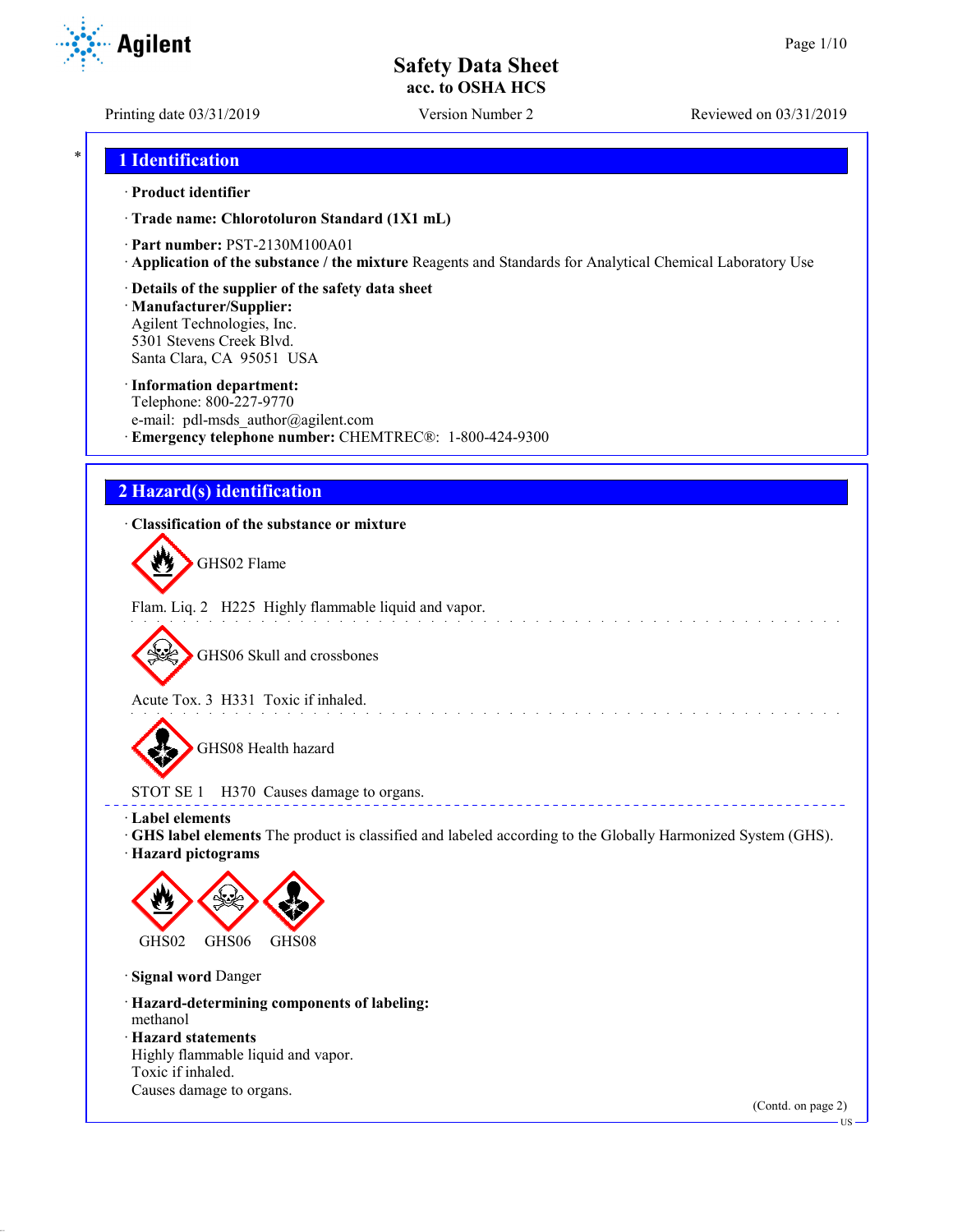# Safety Data Sheet
**acc. to OSHA HCS**

Printing date 03/31/2019 Version Number 2 Reviewed on 03/31/2019

## 1 Identification

· **Product identifier**

· **Trade name: Chlorotoluron Standard (1X1 mL)**

· **Part number:** PST-2130M100A01

· **Application of the substance / the mixture** Reagents and Standards for Analytical Chemical Laboratory Use

· **Details of the supplier of the safety data sheet**

· **Manufacturer/Supplier:**
Agilent Technologies, Inc.
5301 Stevens Creek Blvd.
Santa Clara, CA 95051 USA

· **Information department:**
Telephone: 800-227-9770
e-mail: pdl-msds_author@agilent.com

· **Emergency telephone number:** CHEMTREC®: 1-800-424-9300

## 2 Hazard(s) identification

· **Classification of the substance or mixture**

GHS02 Flame

Flam. Liq. 2 H225 Highly flammable liquid and vapor.

GHS06 Skull and crossbones

Acute Tox. 3 H331 Toxic if inhaled.

GHS08 Health hazard

STOT SE 1 H370 Causes damage to organs.

· **Label elements**

· **GHS label elements** The product is classified and labeled according to the Globally Harmonized System (GHS).

· **Hazard pictograms**

GHS02 GHS06 GHS08

· **Signal word** Danger

· **Hazard-determining components of labeling:**
methanol

· **Hazard statements**
Highly flammable liquid and vapor.
Toxic if inhaled.
Causes damage to organs.

(Contd. on page 2)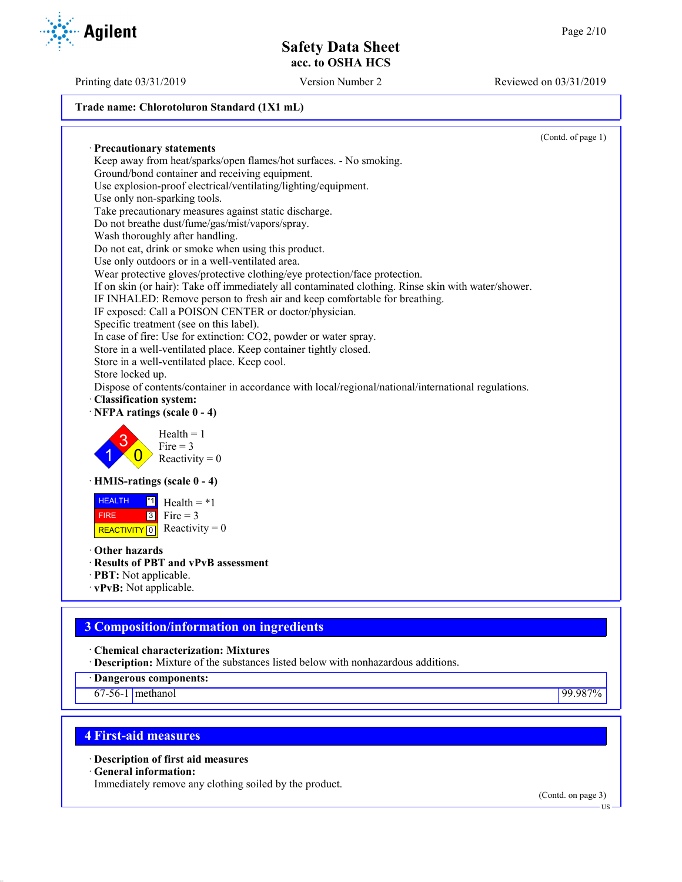**Trade name: Chlorotoluron Standard (1X1 mL)**

(Contd. of page 1)

· **Precautionary statements**

Keep away from heat/sparks/open flames/hot surfaces. - No smoking.
Ground/bond container and receiving equipment.
Use explosion-proof electrical/ventilating/lighting/equipment.
Use only non-sparking tools.
Take precautionary measures against static discharge.
Do not breathe dust/fume/gas/mist/vapors/spray.
Wash thoroughly after handling.
Do not eat, drink or smoke when using this product.
Use only outdoors or in a well-ventilated area.
Wear protective gloves/protective clothing/eye protection/face protection.
If on skin (or hair): Take off immediately all contaminated clothing. Rinse skin with water/shower.
IF INHALED: Remove person to fresh air and keep comfortable for breathing.
IF exposed: Call a POISON CENTER or doctor/physician.
Specific treatment (see on this label).
In case of fire: Use for extinction: $CO_2$, powder or water spray.
Store in a well-ventilated place. Keep container tightly closed.
Store in a well-ventilated place. Keep cool.
Store locked up.
Dispose of contents/container in accordance with local/regional/national/international regulations.

· **Classification system:**

· **NFPA ratings (scale 0 - 4)**

Health = 1
Fire = 3
Reactivity = 0

· **HMIS-ratings (scale 0 - 4)**

| | |
|---|---|
| HEALTH | *1 |
| FIRE | 3 |
| REACTIVITY | 0 |

Health = *1
Fire = 3
Reactivity = 0

· **Other hazards**

· **Results of PBT and vPvB assessment**

· **PBT:** Not applicable.

· **vPvB:** Not applicable.

## 3 Composition/information on ingredients

· **Chemical characterization: Mixtures**

· **Description:** Mixture of the substances listed below with nonhazardous additions.

· **Dangerous components:**

| | | |
|---|---|---|
| 67-56-1 | methanol | 99.987% |

## 4 First-aid measures

· **Description of first aid measures**

· **General information:**

Immediately remove any clothing soiled by the product.

(Contd. on page 3)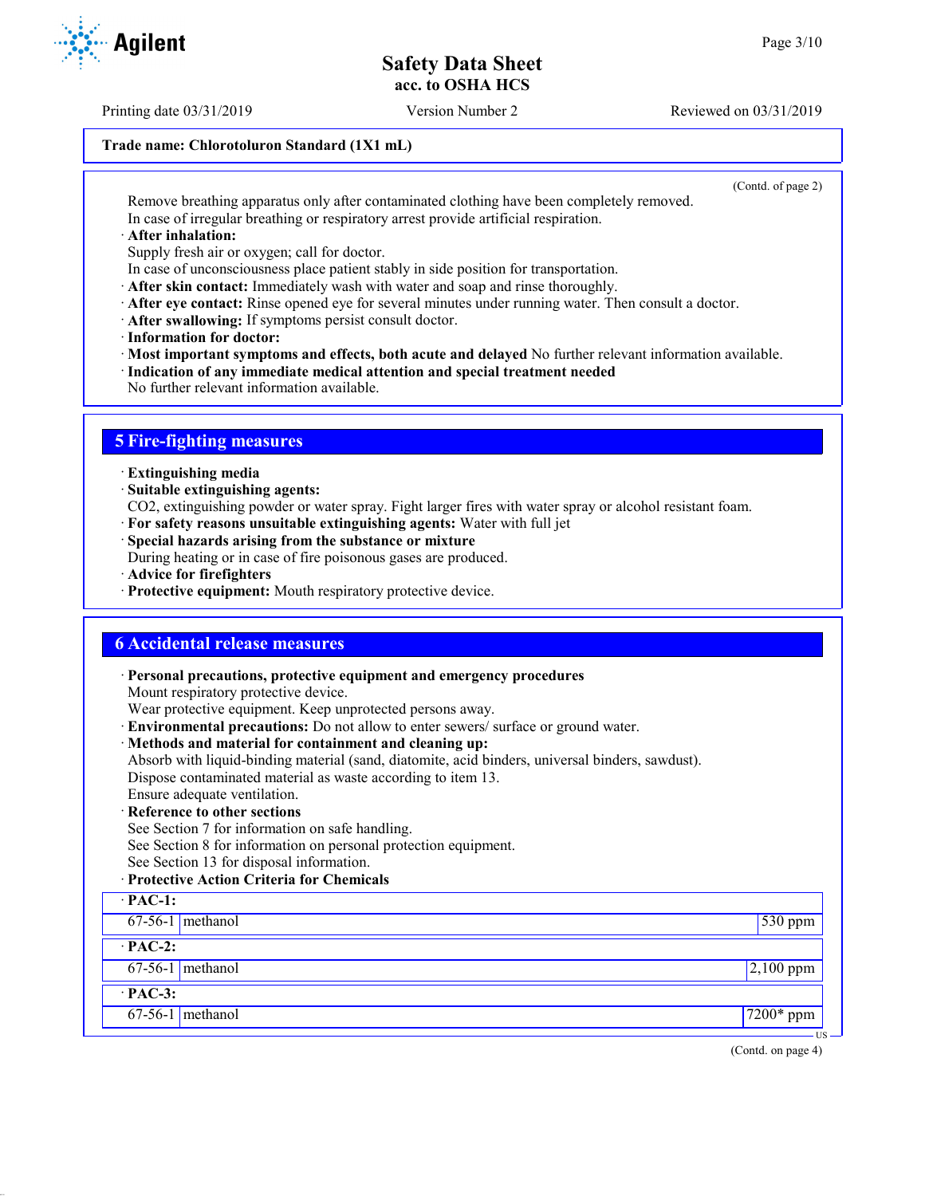Trade name: Chlorotoluron Standard (1X1 mL)

(Contd. of page 2)

Remove breathing apparatus only after contaminated clothing have been completely removed.
In case of irregular breathing or respiratory arrest provide artificial respiration.

· **After inhalation:**
Supply fresh air or oxygen; call for doctor.
In case of unconsciousness place patient stably in side position for transportation.
· **After skin contact:** Immediately wash with water and soap and rinse thoroughly.
· **After eye contact:** Rinse opened eye for several minutes under running water. Then consult a doctor.
· **After swallowing:** If symptoms persist consult doctor.
· **Information for doctor:**
· **Most important symptoms and effects, both acute and delayed** No further relevant information available.
· **Indication of any immediate medical attention and special treatment needed**
No further relevant information available.

## 5 Fire-fighting measures

· **Extinguishing media**
· **Suitable extinguishing agents:**
$CO_2$, extinguishing powder or water spray. Fight larger fires with water spray or alcohol resistant foam.
· **For safety reasons unsuitable extinguishing agents:** Water with full jet
· **Special hazards arising from the substance or mixture**
During heating or in case of fire poisonous gases are produced.
· **Advice for firefighters**
· **Protective equipment:** Mouth respiratory protective device.

## 6 Accidental release measures

· **Personal precautions, protective equipment and emergency procedures**
Mount respiratory protective device.
Wear protective equipment. Keep unprotected persons away.
· **Environmental precautions:** Do not allow to enter sewers/ surface or ground water.
· **Methods and material for containment and cleaning up:**
Absorb with liquid-binding material (sand, diatomite, acid binders, universal binders, sawdust).
Dispose contaminated material as waste according to item 13.
Ensure adequate ventilation.
· **Reference to other sections**
See Section 7 for information on safe handling.
See Section 8 for information on personal protection equipment.
See Section 13 for disposal information.
· **Protective Action Criteria for Chemicals**

| · **PAC-1:** | | |
|---|---|---|
| 67-56-1 | methanol | 530 ppm |
| · **PAC-2:** | | |
| 67-56-1 | methanol | 2,100 ppm |
| · **PAC-3:** | | |
| 67-56-1 | methanol | 7200* ppm |

(Contd. on page 4)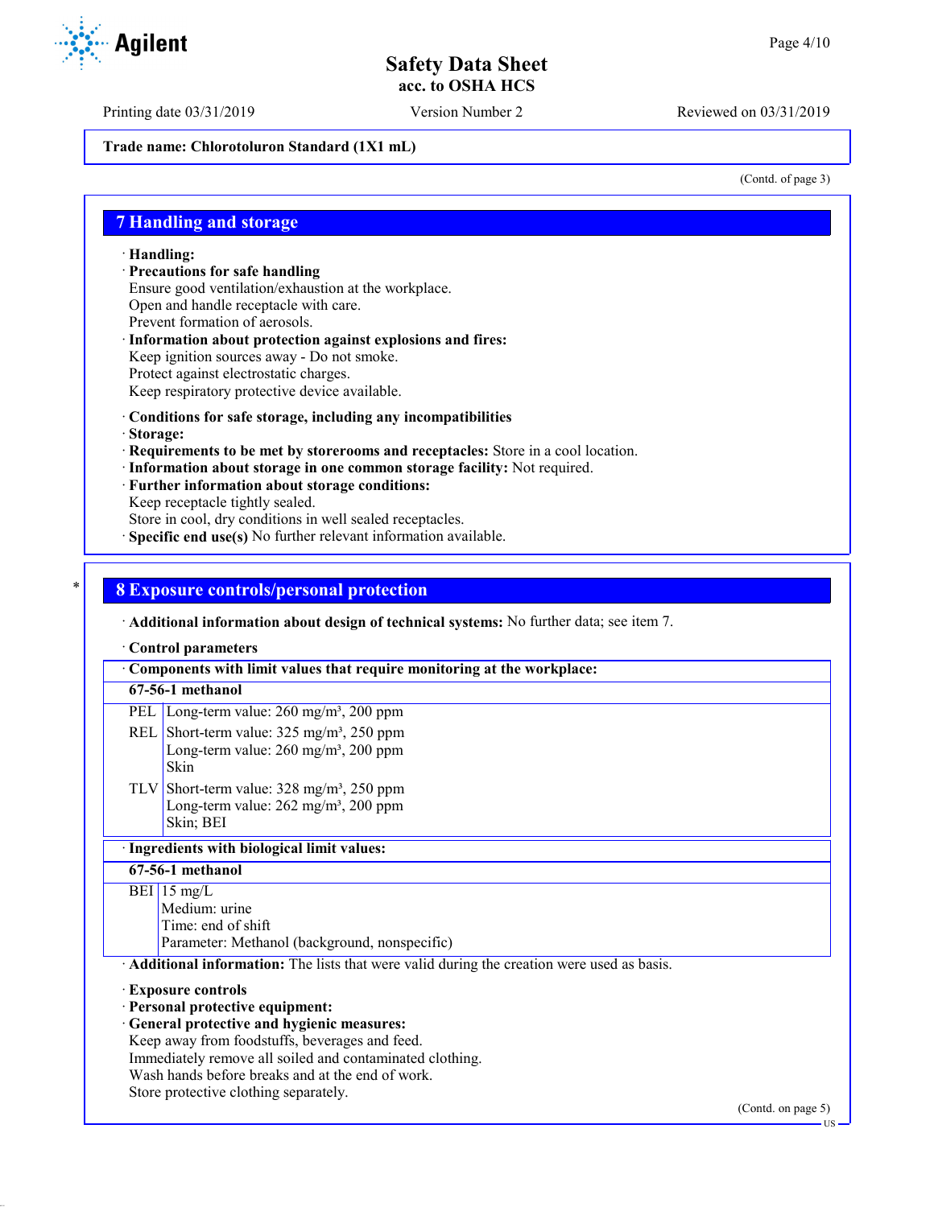Trade name: Chlorotoluron Standard (1X1 mL)

(Contd. of page 3)

## 7 Handling and storage

· **Handling:**
· **Precautions for safe handling**
Ensure good ventilation/exhaustion at the workplace.
Open and handle receptacle with care.
Prevent formation of aerosols.
· **Information about protection against explosions and fires:**
Keep ignition sources away - Do not smoke.
Protect against electrostatic charges.
Keep respiratory protective device available.

· **Conditions for safe storage, including any incompatibilities**
· **Storage:**
· **Requirements to be met by storerooms and receptacles:** Store in a cool location.
· **Information about storage in one common storage facility:** Not required.
· **Further information about storage conditions:**
Keep receptacle tightly sealed.
Store in cool, dry conditions in well sealed receptacles.
· **Specific end use(s)** No further relevant information available.

## 8 Exposure controls/personal protection

· **Additional information about design of technical systems:** No further data; see item 7.

· **Control parameters**

| · Components with limit values that require monitoring at the workplace: | |
|---|---|
| **67-56-1 methanol** | |
| PEL | Long-term value: 260 mg/m³, 200 ppm |
| REL | Short-term value: 325 mg/m³, 250 ppm<br>Long-term value: 260 mg/m³, 200 ppm<br>Skin |
| TLV | Short-term value: 328 mg/m³, 250 ppm<br>Long-term value: 262 mg/m³, 200 ppm<br>Skin; BEI |

| · Ingredients with biological limit values: | |
|---|---|
| **67-56-1 methanol** | |
| BEI | 15 mg/L<br>Medium: urine<br>Time: end of shift<br>Parameter: Methanol (background, nonspecific) |

· **Additional information:** The lists that were valid during the creation were used as basis.

· **Exposure controls**
· **Personal protective equipment:**
· **General protective and hygienic measures:**
Keep away from foodstuffs, beverages and feed.
Immediately remove all soiled and contaminated clothing.
Wash hands before breaks and at the end of work.
Store protective clothing separately.

(Contd. on page 5)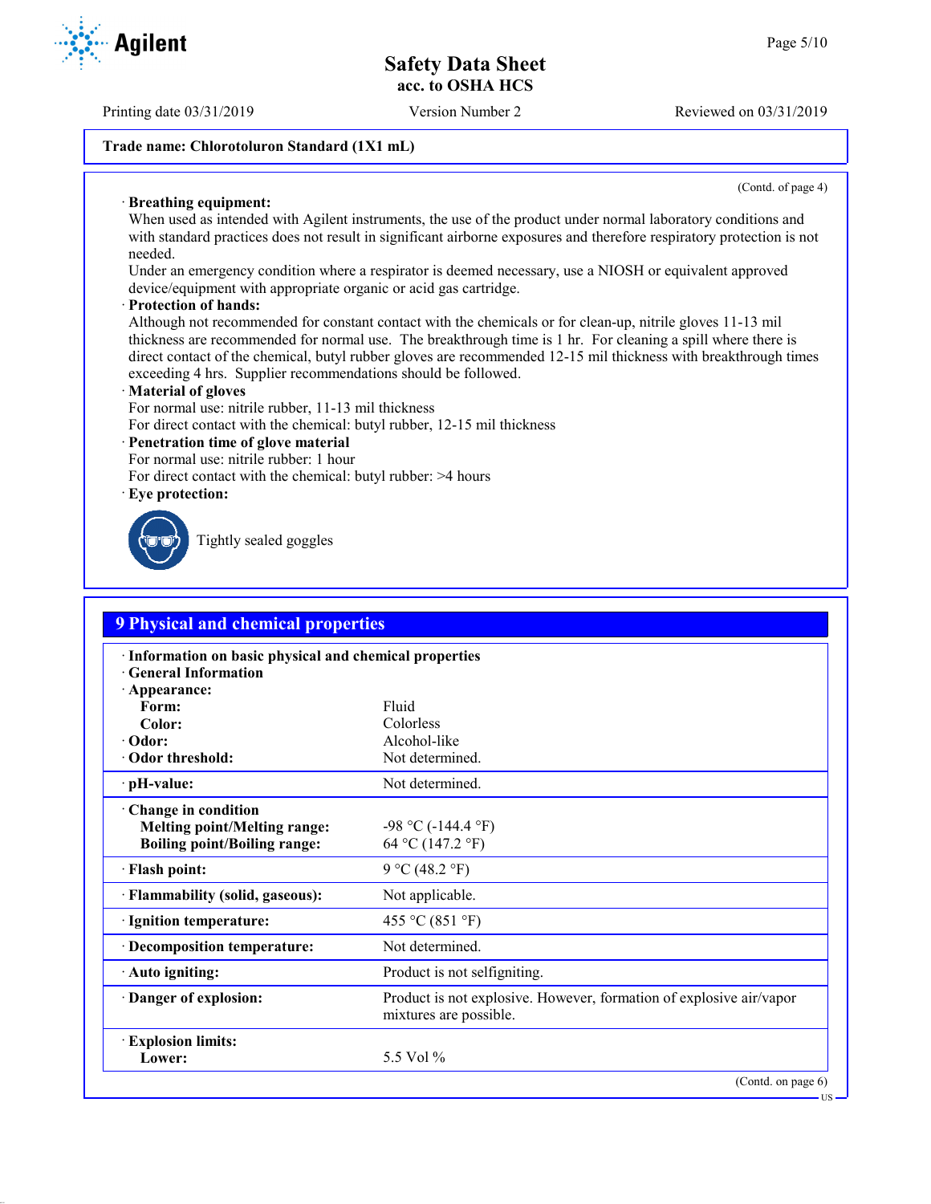**Trade name: Chlorotoluron Standard (1X1 mL)**

(Contd. of page 4)

· **Breathing equipment:**
When used as intended with Agilent instruments, the use of the product under normal laboratory conditions and with standard practices does not result in significant airborne exposures and therefore respiratory protection is not needed.
Under an emergency condition where a respirator is deemed necessary, use a NIOSH or equivalent approved device/equipment with appropriate organic or acid gas cartridge.

· **Protection of hands:**
Although not recommended for constant contact with the chemicals or for clean-up, nitrile gloves 11-13 mil thickness are recommended for normal use. The breakthrough time is 1 hr. For cleaning a spill where there is direct contact of the chemical, butyl rubber gloves are recommended 12-15 mil thickness with breakthrough times exceeding 4 hrs. Supplier recommendations should be followed.

· **Material of gloves**
For normal use: nitrile rubber, 11-13 mil thickness
For direct contact with the chemical: butyl rubber, 12-15 mil thickness

· **Penetration time of glove material**
For normal use: nitrile rubber: 1 hour
For direct contact with the chemical: butyl rubber: >4 hours

· **Eye protection:**
Tightly sealed goggles

## 9 Physical and chemical properties

| | |
|---|---|
| · **Information on basic physical and chemical properties** | |
| · **General Information** | |
| · **Appearance:** | |
| **Form:** | Fluid |
| **Color:** | Colorless |
| · **Odor:** | Alcohol-like |
| · **Odor threshold:** | Not determined. |
| · **pH-value:** | Not determined. |
| · **Change in condition** | |
| **Melting point/Melting range:** | -98 °C (-144.4 °F) |
| **Boiling point/Boiling range:** | 64 °C (147.2 °F) |
| · **Flash point:** | 9 °C (48.2 °F) |
| · **Flammability (solid, gaseous):** | Not applicable. |
| · **Ignition temperature:** | 455 °C (851 °F) |
| · **Decomposition temperature:** | Not determined. |
| · **Auto igniting:** | Product is not selfigniting. |
| · **Danger of explosion:** | Product is not explosive. However, formation of explosive air/vapor mixtures are possible. |
| · **Explosion limits:** | |
| **Lower:** | 5.5 Vol % |

(Contd. on page 6)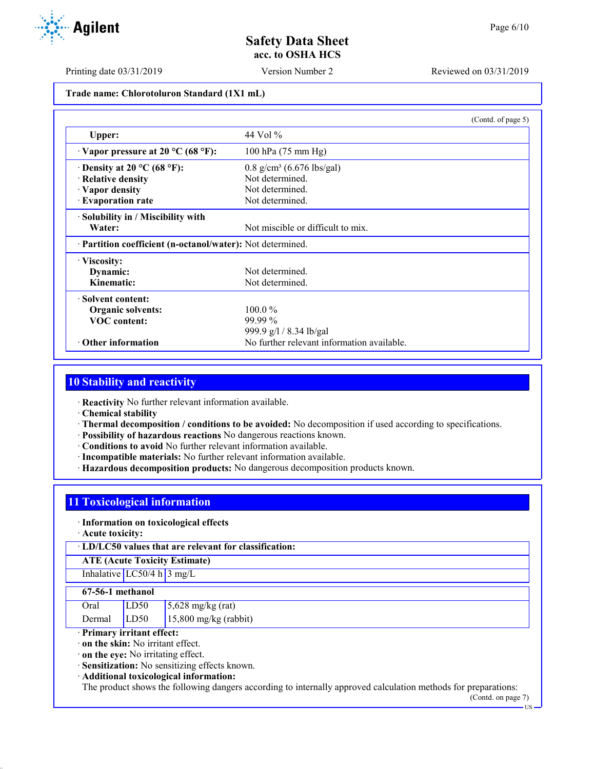Trade name: Chlorotoluron Standard (1X1 mL)

(Contd. of page 5)

| | |
|---|---|
| **Upper:** | 44 Vol % |
| · **Vapor pressure at 20 °C (68 °F):** | 100 hPa (75 mm Hg) |
| · **Density at 20 °C (68 °F):** | 0.8 g/cm³ (6.676 lbs/gal) |
| · **Relative density** | Not determined. |
| · **Vapor density** | Not determined. |
| · **Evaporation rate** | Not determined. |
| · **Solubility in / Miscibility with Water:** | Not miscible or difficult to mix. |
| · **Partition coefficient (n-octanol/water):** | Not determined. |
| · **Viscosity:** | |
| **Dynamic:** | Not determined. |
| **Kinematic:** | Not determined. |
| · **Solvent content:** | |
| **Organic solvents:** | 100.0 % |
| **VOC content:** | 99.99 % |
| | 999.9 g/l / 8.34 lb/gal |
| · **Other information** | No further relevant information available. |

## 10 Stability and reactivity

· **Reactivity** No further relevant information available.
· **Chemical stability**
· **Thermal decomposition / conditions to be avoided:** No decomposition if used according to specifications.
· **Possibility of hazardous reactions** No dangerous reactions known.
· **Conditions to avoid** No further relevant information available.
· **Incompatible materials:** No further relevant information available.
· **Hazardous decomposition products:** No dangerous decomposition products known.

## 11 Toxicological information

· **Information on toxicological effects**
· **Acute toxicity:**

· **LD/LC50 values that are relevant for classification:**

| **ATE (Acute Toxicity Estimate)** | | |
|---|---|---|
| Inhalative | LC50/4 h | 3 mg/L |

| **67-56-1 methanol** | | |
|---|---|---|
| Oral | LD50 | 5,628 mg/kg (rat) |
| Dermal | LD50 | 15,800 mg/kg (rabbit) |

· **Primary irritant effect:**
· **on the skin:** No irritant effect.
· **on the eye:** No irritating effect.
· **Sensitization:** No sensitizing effects known.
· **Additional toxicological information:**
The product shows the following dangers according to internally approved calculation methods for preparations:

(Contd. on page 7)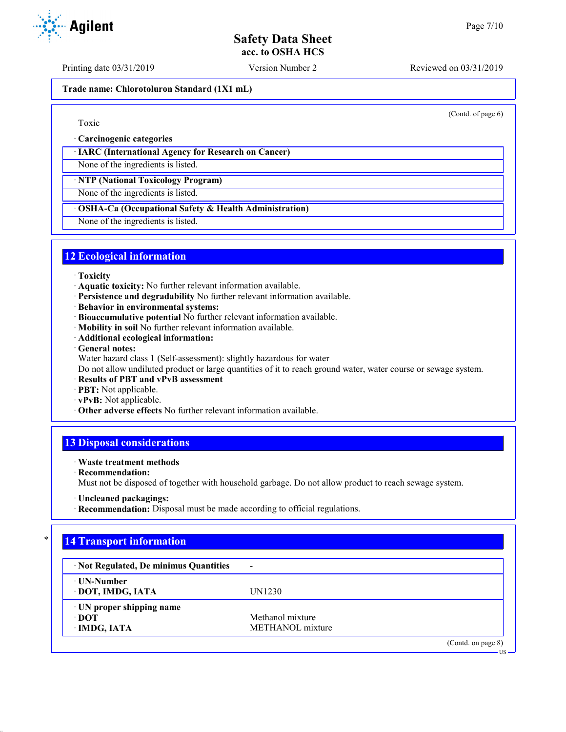Trade name: Chlorotoluron Standard (1X1 mL)

(Contd. of page 6)

Toxic

· **Carcinogenic categories**

| · IARC (International Agency for Research on Cancer) |
|---|
| None of the ingredients is listed. |

| · NTP (National Toxicology Program) |
|---|
| None of the ingredients is listed. |

| · OSHA-Ca (Occupational Safety & Health Administration) |
|---|
| None of the ingredients is listed. |

## 12 Ecological information

· **Toxicity**
· **Aquatic toxicity:** No further relevant information available.
· **Persistence and degradability** No further relevant information available.
· **Behavior in environmental systems:**
· **Bioaccumulative potential** No further relevant information available.
· **Mobility in soil** No further relevant information available.
· **Additional ecological information:**
· **General notes:**
Water hazard class 1 (Self-assessment): slightly hazardous for water
Do not allow undiluted product or large quantities of it to reach ground water, water course or sewage system.
· **Results of PBT and vPvB assessment**
· **PBT:** Not applicable.
· **vPvB:** Not applicable.
· **Other adverse effects** No further relevant information available.

## 13 Disposal considerations

· **Waste treatment methods**
· **Recommendation:**
Must not be disposed of together with household garbage. Do not allow product to reach sewage system.

· **Uncleaned packagings:**
· **Recommendation:** Disposal must be made according to official regulations.

## 14 Transport information

| · Not Regulated, De minimus Quantities | - |
|---|---|
| · UN-Number<br>· DOT, IMDG, IATA | UN1230 |
| · UN proper shipping name<br>· DOT<br>· IMDG, IATA | <br>Methanol mixture<br>METHANOL mixture |

(Contd. on page 8)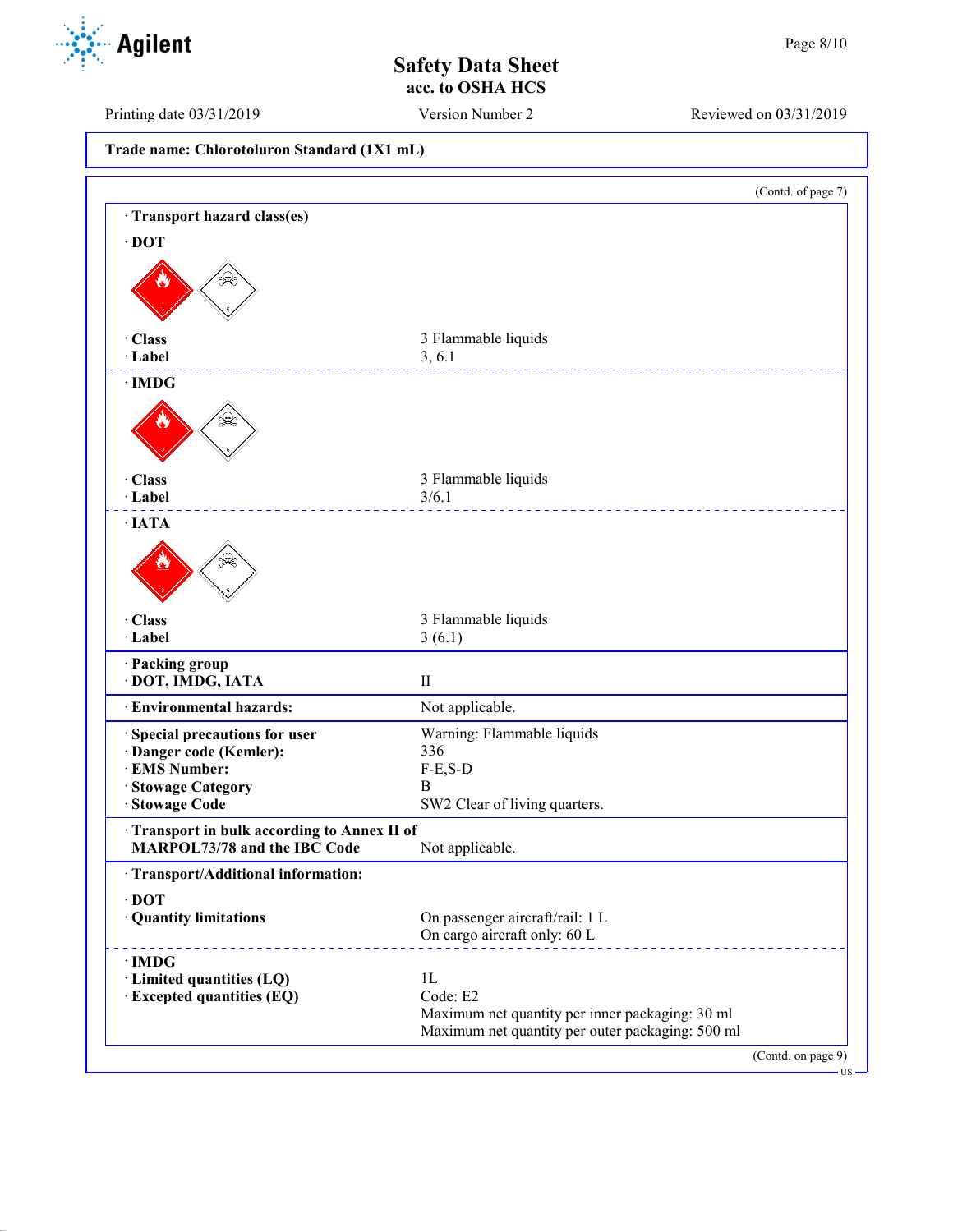**Trade name: Chlorotoluron Standard (1X1 mL)**

(Contd. of page 7)

· **Transport hazard class(es)**

· **DOT**

| | |
|---|---|
| · **Class** | 3 Flammable liquids |
| · **Label** | 3, 6.1 |

· **IMDG**

| | |
|---|---|
| · **Class** | 3 Flammable liquids |
| · **Label** | 3/6.1 |

· **IATA**

| | |
|---|---|
| · **Class** | 3 Flammable liquids |
| · **Label** | 3 (6.1) |

| | |
|---|---|
| · **Packing group** | |
| · **DOT, IMDG, IATA** | II |
| · **Environmental hazards:** | Not applicable. |
| · **Special precautions for user** | Warning: Flammable liquids |
| · **Danger code (Kemler):** | 336 |
| · **EMS Number:** | F-E,S-D |
| · **Stowage Category** | B |
| · **Stowage Code** | SW2 Clear of living quarters. |
| · **Transport in bulk according to Annex II of MARPOL73/78 and the IBC Code** | Not applicable. |

· **Transport/Additional information:**

· **DOT**

| | |
|---|---|
| · **Quantity limitations** | On passenger aircraft/rail: 1 L<br>On cargo aircraft only: 60 L |

· **IMDG**

| | |
|---|---|
| · **Limited quantities (LQ)** | 1L |
| · **Excepted quantities (EQ)** | Code: E2<br>Maximum net quantity per inner packaging: 30 ml<br>Maximum net quantity per outer packaging: 500 ml |

(Contd. on page 9)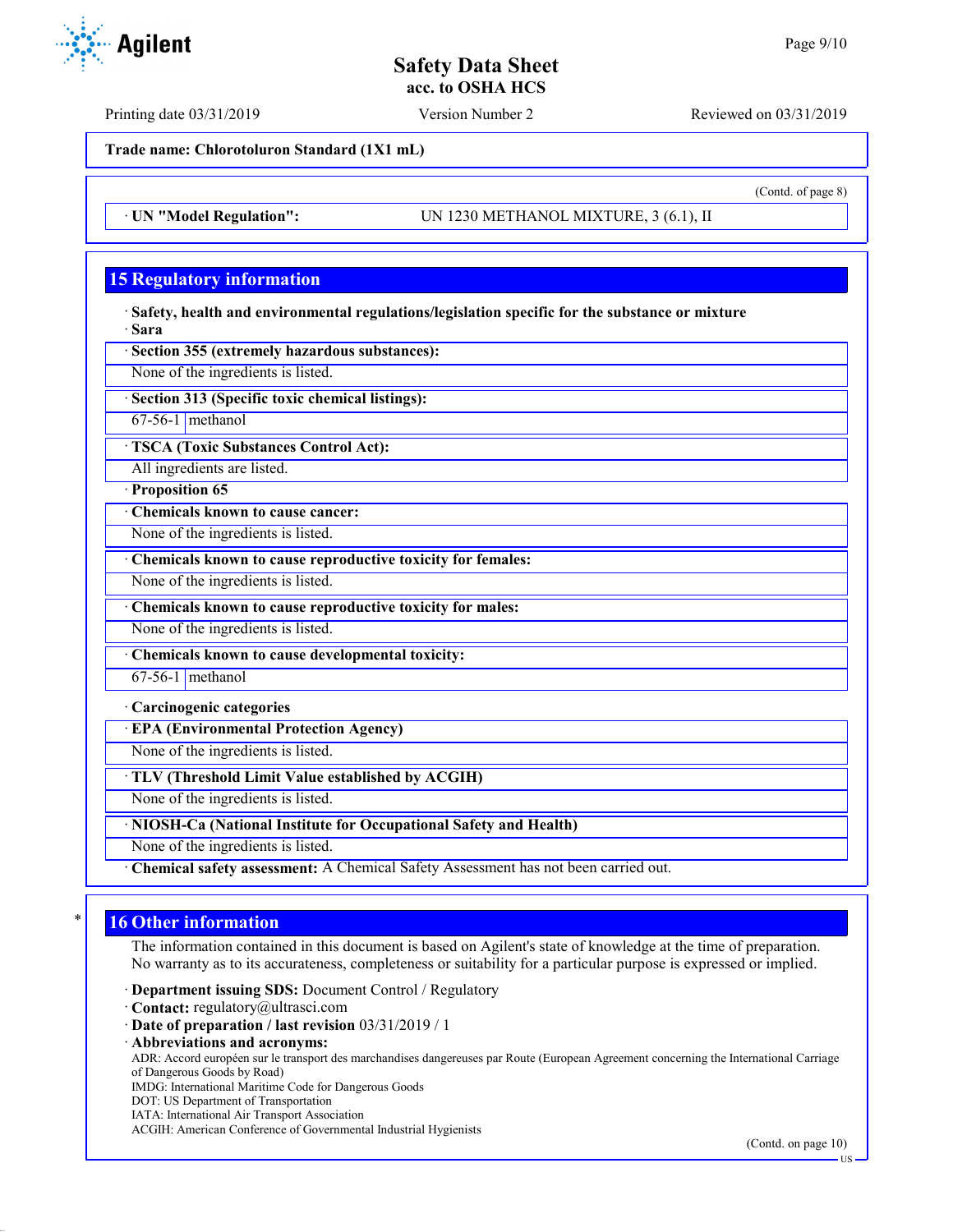**Trade name: Chlorotoluron Standard (1X1 mL)**

(Contd. of page 8)

· **UN "Model Regulation":** UN 1230 METHANOL MIXTURE, 3 (6.1), II

## 15 Regulatory information

· **Safety, health and environmental regulations/legislation specific for the substance or mixture**
· **Sara**

· **Section 355 (extremely hazardous substances):**
None of the ingredients is listed.

· **Section 313 (Specific toxic chemical listings):**

| | |
|---|---|
| 67-56-1 | methanol |

· **TSCA (Toxic Substances Control Act):**
All ingredients are listed.

· **Proposition 65**

· **Chemicals known to cause cancer:**
None of the ingredients is listed.

· **Chemicals known to cause reproductive toxicity for females:**
None of the ingredients is listed.

· **Chemicals known to cause reproductive toxicity for males:**
None of the ingredients is listed.

· **Chemicals known to cause developmental toxicity:**

| | |
|---|---|
| 67-56-1 | methanol |

· **Carcinogenic categories**

· **EPA (Environmental Protection Agency)**
None of the ingredients is listed.

· **TLV (Threshold Limit Value established by ACGIH)**
None of the ingredients is listed.

· **NIOSH-Ca (National Institute for Occupational Safety and Health)**
None of the ingredients is listed.

· **Chemical safety assessment:** A Chemical Safety Assessment has not been carried out.

## 16 Other information

The information contained in this document is based on Agilent's state of knowledge at the time of preparation. No warranty as to its accurateness, completeness or suitability for a particular purpose is expressed or implied.

· **Department issuing SDS:** Document Control / Regulatory
· **Contact:** regulatory@ultrasci.com
· **Date of preparation / last revision** 03/31/2019 / 1
· **Abbreviations and acronyms:**
ADR: Accord européen sur le transport des marchandises dangereuses par Route (European Agreement concerning the International Carriage of Dangerous Goods by Road)
IMDG: International Maritime Code for Dangerous Goods
DOT: US Department of Transportation
IATA: International Air Transport Association
ACGIH: American Conference of Governmental Industrial Hygienists

(Contd. on page 10)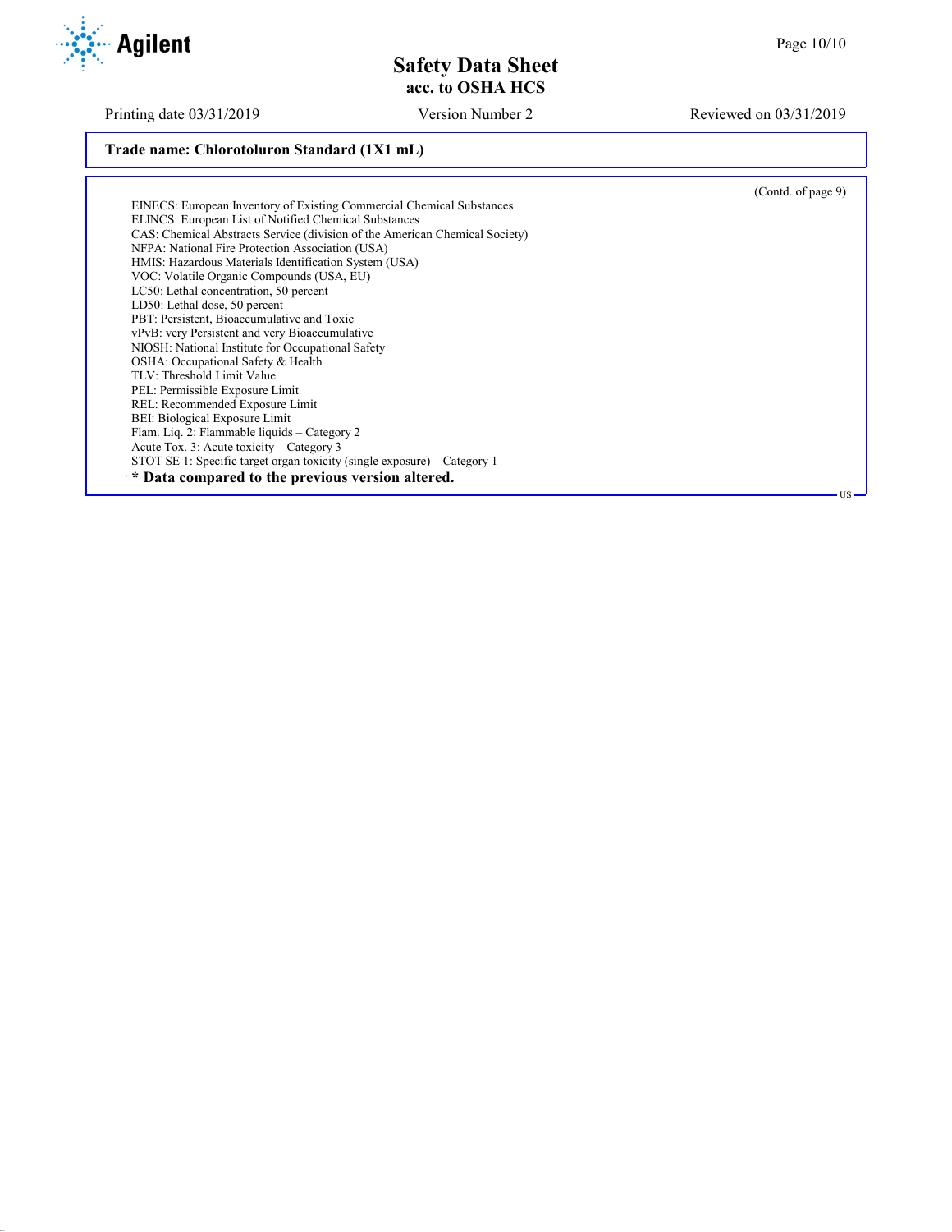(Contd. of page 9)

EINECS: European Inventory of Existing Commercial Chemical Substances
ELINCS: European List of Notified Chemical Substances
CAS: Chemical Abstracts Service (division of the American Chemical Society)
NFPA: National Fire Protection Association (USA)
HMIS: Hazardous Materials Identification System (USA)
VOC: Volatile Organic Compounds (USA, EU)
LC50: Lethal concentration, 50 percent
LD50: Lethal dose, 50 percent
PBT: Persistent, Bioaccumulative and Toxic
vPvB: very Persistent and very Bioaccumulative
NIOSH: National Institute for Occupational Safety
OSHA: Occupational Safety & Health
TLV: Threshold Limit Value
PEL: Permissible Exposure Limit
REL: Recommended Exposure Limit
BEI: Biological Exposure Limit
Flam. Liq. 2: Flammable liquids – Category 2
Acute Tox. 3: Acute toxicity – Category 3
STOT SE 1: Specific target organ toxicity (single exposure) – Category 1

· **\* Data compared to the previous version altered.**